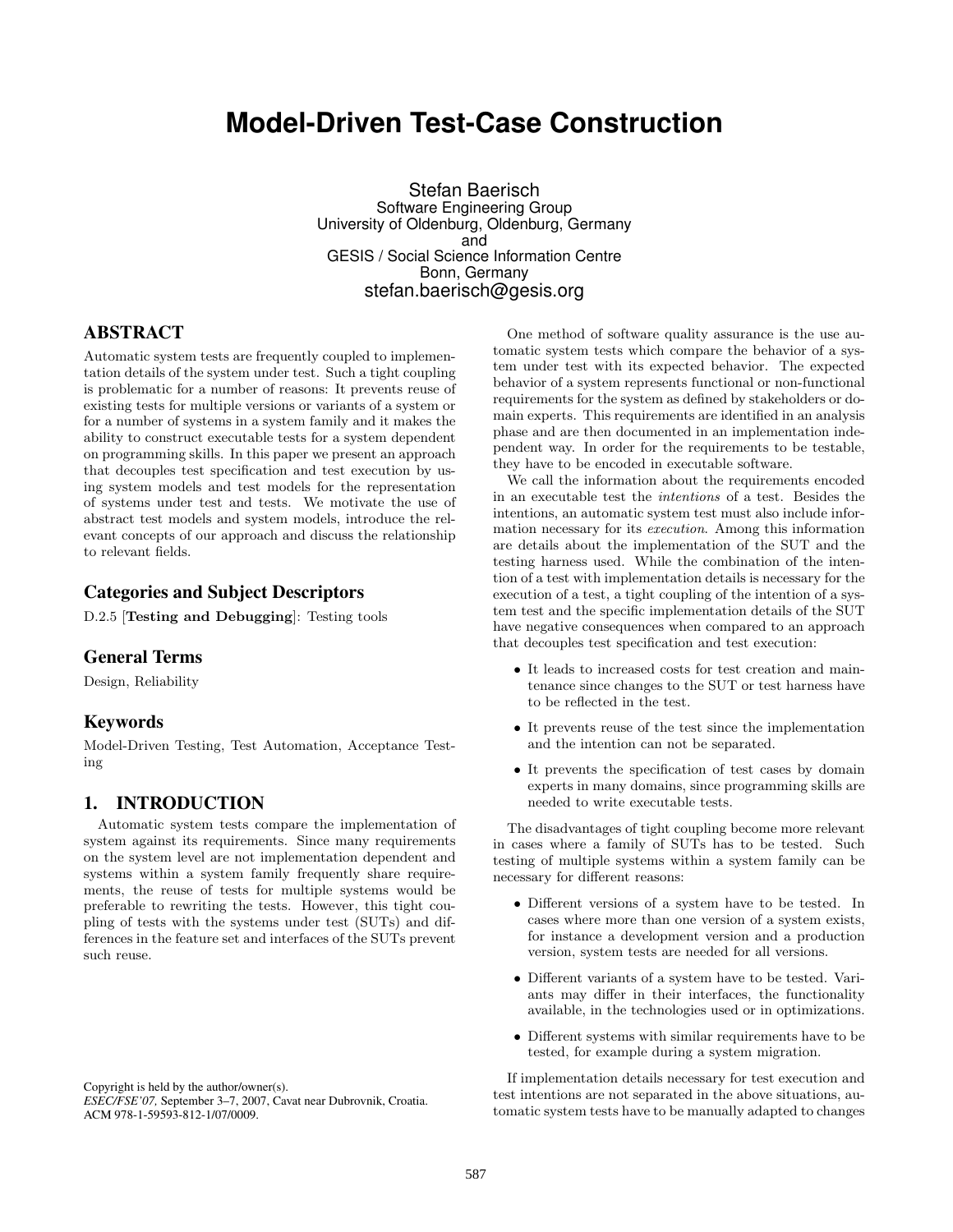# Model-Driven Test-Case Construction

Stefan Baerisch
Software Engineering Group
University of Oldenburg, Oldenburg, Germany
and
GESIS / Social Science Information Centre
Bonn, Germany
stefan.baerisch@gesis.org

## ABSTRACT

Automatic system tests are frequently coupled to implementation details of the system under test. Such a tight coupling is problematic for a number of reasons: It prevents reuse of existing tests for multiple versions or variants of a system or for a number of systems in a system family and it makes the ability to construct executable tests for a system dependent on programming skills. In this paper we present an approach that decouples test specification and test execution by using system models and test models for the representation of systems under test and tests. We motivate the use of abstract test models and system models, introduce the relevant concepts of our approach and discuss the relationship to relevant fields.

### Categories and Subject Descriptors

D.2.5 [**Testing and Debugging**]: Testing tools

### General Terms

Design, Reliability

### Keywords

Model-Driven Testing, Test Automation, Acceptance Testing

## 1. INTRODUCTION

Automatic system tests compare the implementation of system against its requirements. Since many requirements on the system level are not implementation dependent and systems within a system family frequently share requirements, the reuse of tests for multiple systems would be preferable to rewriting the tests. However, this tight coupling of tests with the systems under test (SUTs) and differences in the feature set and interfaces of the SUTs prevent such reuse.

One method of software quality assurance is the use automatic system tests which compare the behavior of a system under test with its expected behavior. The expected behavior of a system represents functional or non-functional requirements for the system as defined by stakeholders or domain experts. This requirements are identified in an analysis phase and are then documented in an implementation independent way. In order for the requirements to be testable, they have to be encoded in executable software.

We call the information about the requirements encoded in an executable test the *intentions* of a test. Besides the intentions, an automatic system test must also include information necessary for its *execution*. Among this information are details about the implementation of the SUT and the testing harness used. While the combination of the intention of a test with implementation details is necessary for the execution of a test, a tight coupling of the intention of a system test and the specific implementation details of the SUT have negative consequences when compared to an approach that decouples test specification and test execution:

- It leads to increased costs for test creation and maintenance since changes to the SUT or test harness have to be reflected in the test.
- It prevents reuse of the test since the implementation and the intention can not be separated.
- It prevents the specification of test cases by domain experts in many domains, since programming skills are needed to write executable tests.

The disadvantages of tight coupling become more relevant in cases where a family of SUTs has to be tested. Such testing of multiple systems within a system family can be necessary for different reasons:

- Different versions of a system have to be tested. In cases where more than one version of a system exists, for instance a development version and a production version, system tests are needed for all versions.
- Different variants of a system have to be tested. Variants may differ in their interfaces, the functionality available, in the technologies used or in optimizations.
- Different systems with similar requirements have to be tested, for example during a system migration.

If implementation details necessary for test execution and test intentions are not separated in the above situations, automatic system tests have to be manually adapted to changes

Copyright is held by the author/owner(s).
*ESEC/FSE'07,* September 3–7, 2007, Cavat near Dubrovnik, Croatia.
ACM 978-1-59593-812-1/07/0009.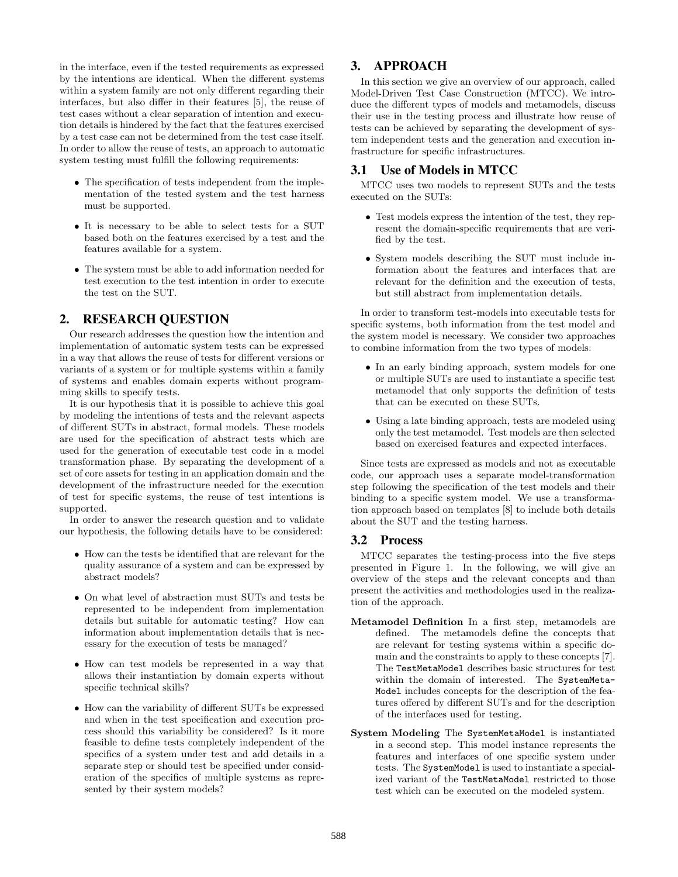in the interface, even if the tested requirements as expressed by the intentions are identical. When the different systems within a system family are not only different regarding their interfaces, but also differ in their features [5], the reuse of test cases without a clear separation of intention and execution details is hindered by the fact that the features exercised by a test case can not be determined from the test case itself. In order to allow the reuse of tests, an approach to automatic system testing must fulfill the following requirements:

- The specification of tests independent from the implementation of the tested system and the test harness must be supported.
- It is necessary to be able to select tests for a SUT based both on the features exercised by a test and the features available for a system.
- The system must be able to add information needed for test execution to the test intention in order to execute the test on the SUT.

## 2. RESEARCH QUESTION

Our research addresses the question how the intention and implementation of automatic system tests can be expressed in a way that allows the reuse of tests for different versions or variants of a system or for multiple systems within a family of systems and enables domain experts without programming skills to specify tests.

It is our hypothesis that it is possible to achieve this goal by modeling the intentions of tests and the relevant aspects of different SUTs in abstract, formal models. These models are used for the specification of abstract tests which are used for the generation of executable test code in a model transformation phase. By separating the development of a set of core assets for testing in an application domain and the development of the infrastructure needed for the execution of test for specific systems, the reuse of test intentions is supported.

In order to answer the research question and to validate our hypothesis, the following details have to be considered:

- How can the tests be identified that are relevant for the quality assurance of a system and can be expressed by abstract models?
- On what level of abstraction must SUTs and tests be represented to be independent from implementation details but suitable for automatic testing? How can information about implementation details that is necessary for the execution of tests be managed?
- How can test models be represented in a way that allows their instantiation by domain experts without specific technical skills?
- How can the variability of different SUTs be expressed and when in the test specification and execution process should this variability be considered? Is it more feasible to define tests completely independent of the specifics of a system under test and add details in a separate step or should test be specified under consideration of the specifics of multiple systems as represented by their system models?

## 3. APPROACH

In this section we give an overview of our approach, called Model-Driven Test Case Construction (MTCC). We introduce the different types of models and metamodels, discuss their use in the testing process and illustrate how reuse of tests can be achieved by separating the development of system independent tests and the generation and execution infrastructure for specific infrastructures.

### 3.1 Use of Models in MTCC

MTCC uses two models to represent SUTs and the tests executed on the SUTs:

- Test models express the intention of the test, they represent the domain-specific requirements that are verified by the test.
- System models describing the SUT must include information about the features and interfaces that are relevant for the definition and the execution of tests, but still abstract from implementation details.

In order to transform test-models into executable tests for specific systems, both information from the test model and the system model is necessary. We consider two approaches to combine information from the two types of models:

- In an early binding approach, system models for one or multiple SUTs are used to instantiate a specific test metamodel that only supports the definition of tests that can be executed on these SUTs.
- Using a late binding approach, tests are modeled using only the test metamodel. Test models are then selected based on exercised features and expected interfaces.

Since tests are expressed as models and not as executable code, our approach uses a separate model-transformation step following the specification of the test models and their binding to a specific system model. We use a transformation approach based on templates [8] to include both details about the SUT and the testing harness.

### 3.2 Process

MTCC separates the testing-process into the five steps presented in Figure 1. In the following, we will give an overview of the steps and the relevant concepts and than present the activities and methodologies used in the realization of the approach.

**Metamodel Definition** In a first step, metamodels are defined. The metamodels define the concepts that are relevant for testing systems within a specific domain and the constraints to apply to these concepts [7]. The `TestMetaModel` describes basic structures for test within the domain of interested. The `SystemMetaModel` includes concepts for the description of the features offered by different SUTs and for the description of the interfaces used for testing.

**System Modeling** The `SystemMetaModel` is instantiated in a second step. This model instance represents the features and interfaces of one specific system under tests. The `SystemModel` is used to instantiate a specialized variant of the `TestMetaModel` restricted to those test which can be executed on the modeled system.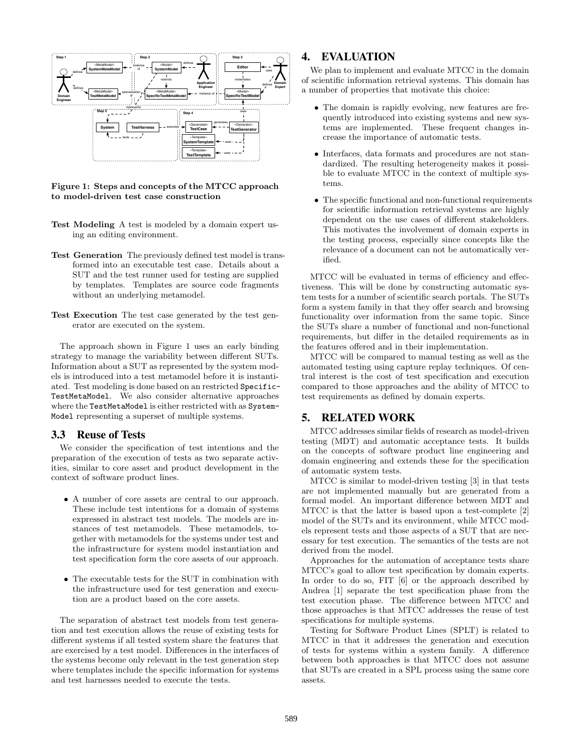**Figure 1: Steps and concepts of the MTCC approach to model-driven test case construction**

**Test Modeling** A test is modeled by a domain expert using an editing environment.

**Test Generation** The previously defined test model is transformed into an executable test case. Details about a SUT and the test runner used for testing are supplied by templates. Templates are source code fragments without an underlying metamodel.

**Test Execution** The test case generated by the test generator are executed on the system.

The approach shown in Figure 1 uses an early binding strategy to manage the variability between different SUTs. Information about a SUT as represented by the system models is introduced into a test metamodel before it is instantiated. Test modeling is done based on an restricted `SpecificTestMetaModel`. We also consider alternative approaches where the `TestMetaModel` is either restricted with as `SystemModel` representing a superset of multiple systems.

### 3.3 Reuse of Tests

We consider the specification of test intentions and the preparation of the execution of tests as two separate activities, similar to core asset and product development in the context of software product lines.

- A number of core assets are central to our approach. These include test intentions for a domain of systems expressed in abstract test models. The models are instances of test metamodels. These metamodels, together with metamodels for the systems under test and the infrastructure for system model instantiation and test specification form the core assets of our approach.
- The executable tests for the SUT in combination with the infrastructure used for test generation and execution are a product based on the core assets.

The separation of abstract test models from test generation and test execution allows the reuse of existing tests for different systems if all tested system share the features that are exercised by a test model. Differences in the interfaces of the systems become only relevant in the test generation step where templates include the specific information for systems and test harnesses needed to execute the tests.

## 4. EVALUATION

We plan to implement and evaluate MTCC in the domain of scientific information retrieval systems. This domain has a number of properties that motivate this choice:

- The domain is rapidly evolving, new features are frequently introduced into existing systems and new systems are implemented. These frequent changes increase the importance of automatic tests.
- Interfaces, data formats and procedures are not standardized. The resulting heterogeneity makes it possible to evaluate MTCC in the context of multiple systems.
- The specific functional and non-functional requirements for scientific information retrieval systems are highly dependent on the use cases of different stakeholders. This motivates the involvement of domain experts in the testing process, especially since concepts like the relevance of a document can not be automatically verified.

MTCC will be evaluated in terms of efficiency and effectiveness. This will be done by constructing automatic system tests for a number of scientific search portals. The SUTs form a system family in that they offer search and browsing functionality over information from the same topic. Since the SUTs share a number of functional and non-functional requirements, but differ in the detailed requirements as in the features offered and in their implementation.

MTCC will be compared to manual testing as well as the automated testing using capture replay techniques. Of central interest is the cost of test specification and execution compared to those approaches and the ability of MTCC to test requirements as defined by domain experts.

## 5. RELATED WORK

MTCC addresses similar fields of research as model-driven testing (MDT) and automatic acceptance tests. It builds on the concepts of software product line engineering and domain engineering and extends these for the specification of automatic system tests.

MTCC is similar to model-driven testing [3] in that tests are not implemented manually but are generated from a formal model. An important difference between MDT and MTCC is that the latter is based upon a test-complete [2] model of the SUTs and its environment, while MTCC models represent tests and those aspects of a SUT that are necessary for test execution. The semantics of the tests are not derived from the model.

Approaches for the automation of acceptance tests share MTCC's goal to allow test specification by domain experts. In order to do so, FIT [6] or the approach described by Andrea [1] separate the test specification phase from the test execution phase. The difference between MTCC and those approaches is that MTCC addresses the reuse of test specifications for multiple systems.

Testing for Software Product Lines (SPLT) is related to MTCC in that it addresses the generation and execution of tests for systems within a system family. A difference between both approaches is that MTCC does not assume that SUTs are created in a SPL process using the same core assets.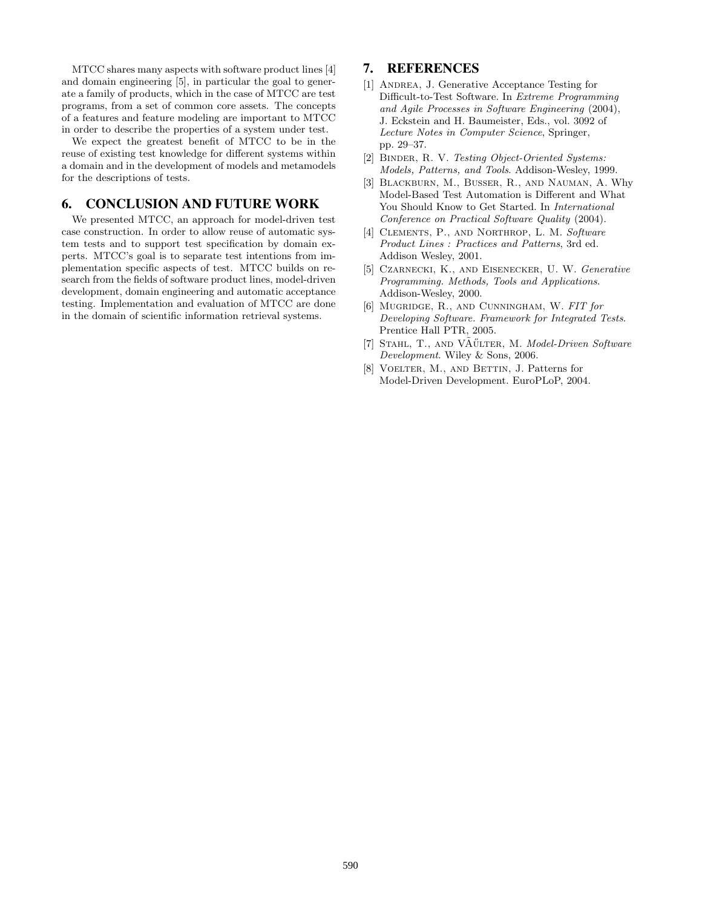MTCC shares many aspects with software product lines [4] and domain engineering [5], in particular the goal to generate a family of products, which in the case of MTCC are test programs, from a set of common core assets. The concepts of a features and feature modeling are important to MTCC in order to describe the properties of a system under test.

We expect the greatest benefit of MTCC to be in the reuse of existing test knowledge for different systems within a domain and in the development of models and metamodels for the descriptions of tests.

## 6. CONCLUSION AND FUTURE WORK

We presented MTCC, an approach for model-driven test case construction. In order to allow reuse of automatic system tests and to support test specification by domain experts. MTCC's goal is to separate test intentions from implementation specific aspects of test. MTCC builds on research from the fields of software product lines, model-driven development, domain engineering and automatic acceptance testing. Implementation and evaluation of MTCC are done in the domain of scientific information retrieval systems.

## 7. REFERENCES

[1] Andrea, J. Generative Acceptance Testing for Difficult-to-Test Software. In *Extreme Programming and Agile Processes in Software Engineering* (2004), J. Eckstein and H. Baumeister, Eds., vol. 3092 of *Lecture Notes in Computer Science*, Springer, pp. 29–37.

[2] Binder, R. V. *Testing Object-Oriented Systems: Models, Patterns, and Tools*. Addison-Wesley, 1999.

[3] Blackburn, M., Busser, R., and Nauman, A. Why Model-Based Test Automation is Different and What You Should Know to Get Started. In *International Conference on Practical Software Quality* (2004).

[4] Clements, P., and Northrop, L. M. *Software Product Lines : Practices and Patterns*, 3rd ed. Addison Wesley, 2001.

[5] Czarnecki, K., and Eisenecker, U. W. *Generative Programming. Methods, Tools and Applications*. Addison-Wesley, 2000.

[6] Mugridge, R., and Cunningham, W. *FIT for Developing Software. Framework for Integrated Tests*. Prentice Hall PTR, 2005.

[7] Stahl, T., and VÃűlter, M. *Model-Driven Software Development*. Wiley & Sons, 2006.

[8] Voelter, M., and Bettin, J. Patterns for Model-Driven Development. EuroPLoP, 2004.